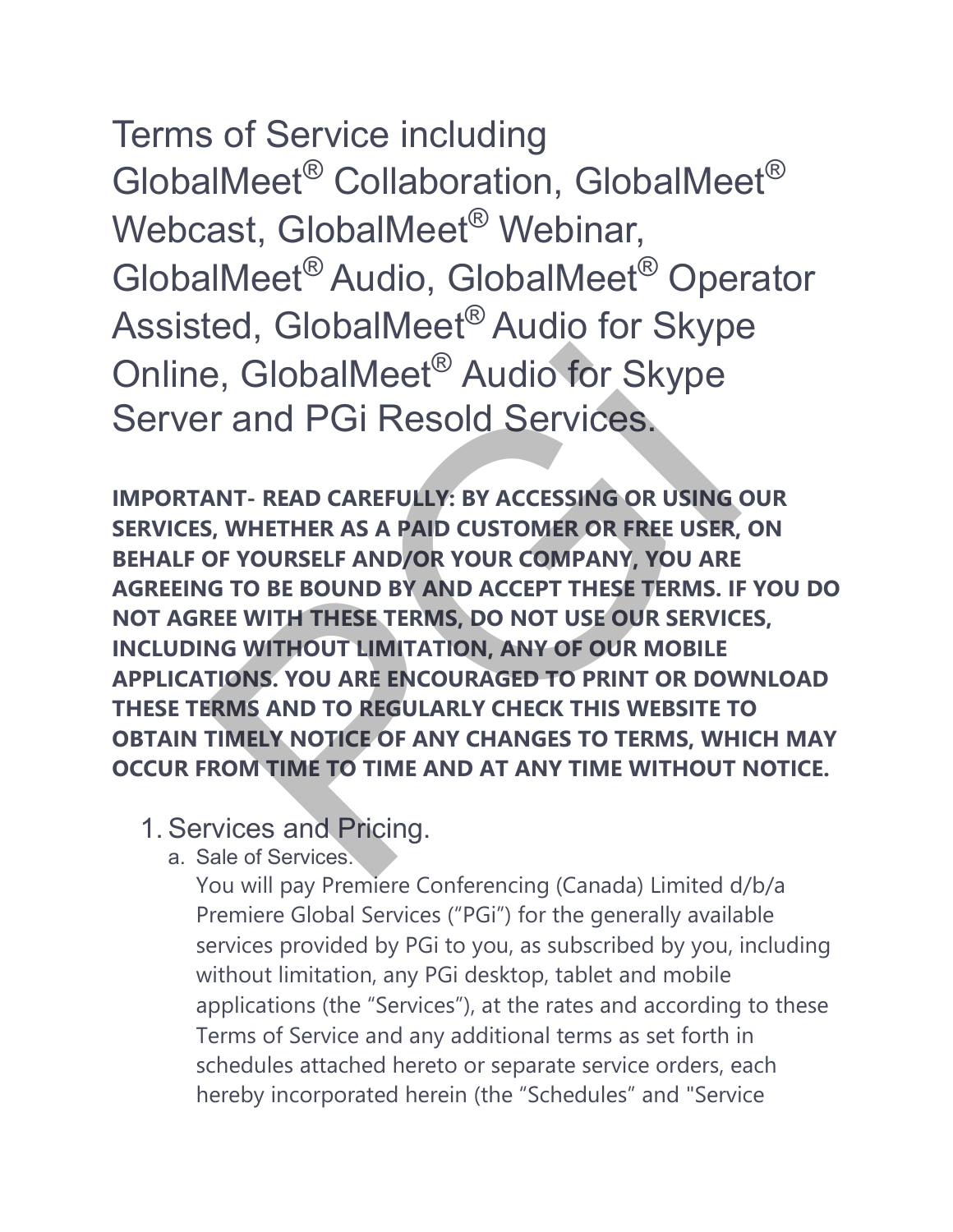# Terms of Service including GlobalMeet® Collaboration, GlobalMeet® Webcast, GlobalMeet® Webinar, GlobalMeet® Audio, GlobalMeet® Operator Assisted, GlobalMeet® Audio for Skype Online, GlobalMeet® Audio for Skype Server and PGi Resold Services.

**IMPORTANT- READ CAREFULLY: BY ACCESSING OR USING OUR SERVICES, WHETHER AS A PAID CUSTOMER OR FREE USER, ON BEHALF OF YOURSELF AND/OR YOUR COMPANY, YOU ARE AGREEING TO BE BOUND BY AND ACCEPT THESE TERMS. IF YOU DO NOT AGREE WITH THESE TERMS, DO NOT USE OUR SERVICES, INCLUDING WITHOUT LIMITATION, ANY OF OUR MOBILE APPLICATIONS. YOU ARE ENCOURAGED TO PRINT OR DOWNLOAD THESE TERMS AND TO REGULARLY CHECK THIS WEBSITE TO OBTAIN TIMELY NOTICE OF ANY CHANGES TO TERMS, WHICH MAY OCCUR FROM TIME TO TIME AND AT ANY TIME WITHOUT NOTICE.**

1. Services and Pricing.
   a. Sale of Services.
      You will pay Premiere Conferencing (Canada) Limited d/b/a Premiere Global Services ("PGi") for the generally available services provided by PGi to you, as subscribed by you, including without limitation, any PGi desktop, tablet and mobile applications (the "Services"), at the rates and according to these Terms of Service and any additional terms as set forth in schedules attached hereto or separate service orders, each hereby incorporated herein (the "Schedules" and "Service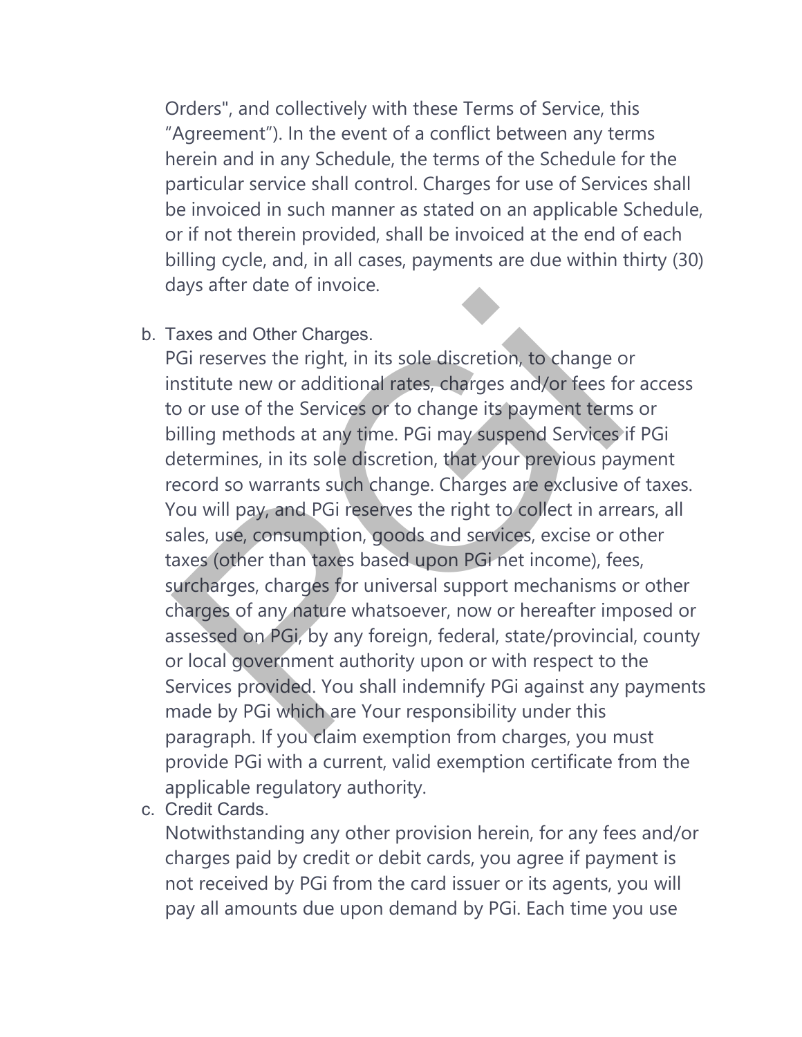Orders", and collectively with these Terms of Service, this "Agreement"). In the event of a conflict between any terms herein and in any Schedule, the terms of the Schedule for the particular service shall control. Charges for use of Services shall be invoiced in such manner as stated on an applicable Schedule, or if not therein provided, shall be invoiced at the end of each billing cycle, and, in all cases, payments are due within thirty (30) days after date of invoice.

b. Taxes and Other Charges.
   PGi reserves the right, in its sole discretion, to change or institute new or additional rates, charges and/or fees for access to or use of the Services or to change its payment terms or billing methods at any time. PGi may suspend Services if PGi determines, in its sole discretion, that your previous payment record so warrants such change. Charges are exclusive of taxes. You will pay, and PGi reserves the right to collect in arrears, all sales, use, consumption, goods and services, excise or other taxes (other than taxes based upon PGi net income), fees, surcharges, charges for universal support mechanisms or other charges of any nature whatsoever, now or hereafter imposed or assessed on PGi, by any foreign, federal, state/provincial, county or local government authority upon or with respect to the Services provided. You shall indemnify PGi against any payments made by PGi which are Your responsibility under this paragraph. If you claim exemption from charges, you must provide PGi with a current, valid exemption certificate from the applicable regulatory authority.

c. Credit Cards.
   Notwithstanding any other provision herein, for any fees and/or charges paid by credit or debit cards, you agree if payment is not received by PGi from the card issuer or its agents, you will pay all amounts due upon demand by PGi. Each time you use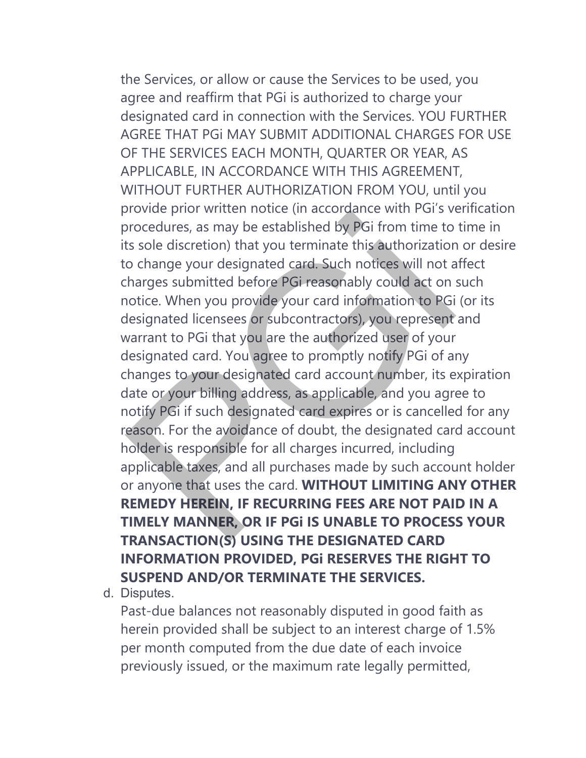the Services, or allow or cause the Services to be used, you agree and reaffirm that PGi is authorized to charge your designated card in connection with the Services. YOU FURTHER AGREE THAT PGi MAY SUBMIT ADDITIONAL CHARGES FOR USE OF THE SERVICES EACH MONTH, QUARTER OR YEAR, AS APPLICABLE, IN ACCORDANCE WITH THIS AGREEMENT, WITHOUT FURTHER AUTHORIZATION FROM YOU, until you provide prior written notice (in accordance with PGi's verification procedures, as may be established by PGi from time to time in its sole discretion) that you terminate this authorization or desire to change your designated card. Such notices will not affect charges submitted before PGi reasonably could act on such notice. When you provide your card information to PGi (or its designated licensees or subcontractors), you represent and warrant to PGi that you are the authorized user of your designated card. You agree to promptly notify PGi of any changes to your designated card account number, its expiration date or your billing address, as applicable, and you agree to notify PGi if such designated card expires or is cancelled for any reason. For the avoidance of doubt, the designated card account holder is responsible for all charges incurred, including applicable taxes, and all purchases made by such account holder or anyone that uses the card. **WITHOUT LIMITING ANY OTHER REMEDY HEREIN, IF RECURRING FEES ARE NOT PAID IN A TIMELY MANNER, OR IF PGi IS UNABLE TO PROCESS YOUR TRANSACTION(S) USING THE DESIGNATED CARD INFORMATION PROVIDED, PGi RESERVES THE RIGHT TO SUSPEND AND/OR TERMINATE THE SERVICES.**

d. Disputes.

Past-due balances not reasonably disputed in good faith as herein provided shall be subject to an interest charge of 1.5% per month computed from the due date of each invoice previously issued, or the maximum rate legally permitted,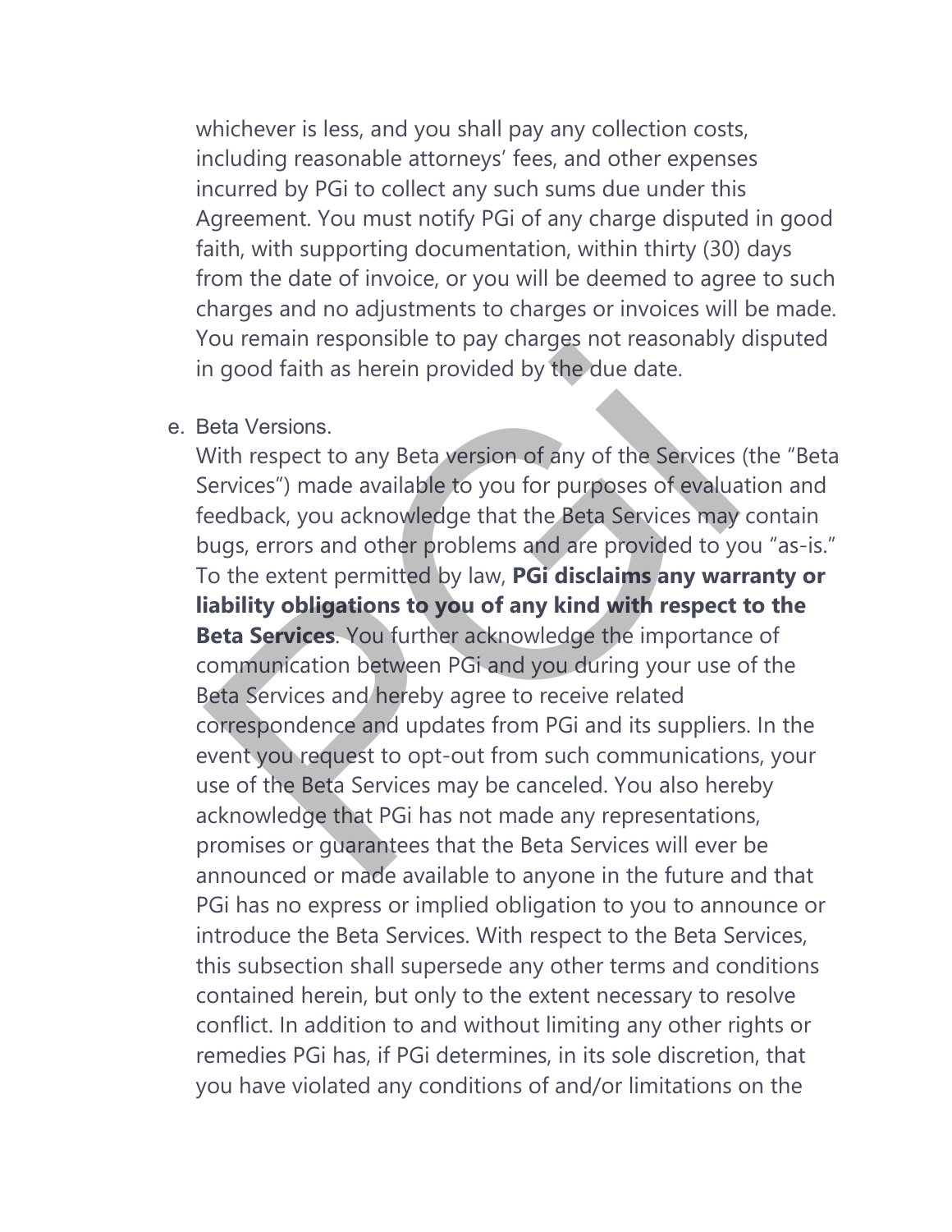whichever is less, and you shall pay any collection costs, including reasonable attorneys' fees, and other expenses incurred by PGi to collect any such sums due under this Agreement. You must notify PGi of any charge disputed in good faith, with supporting documentation, within thirty (30) days from the date of invoice, or you will be deemed to agree to such charges and no adjustments to charges or invoices will be made. You remain responsible to pay charges not reasonably disputed in good faith as herein provided by the due date.

e. Beta Versions.
   With respect to any Beta version of any of the Services (the "Beta Services") made available to you for purposes of evaluation and feedback, you acknowledge that the Beta Services may contain bugs, errors and other problems and are provided to you "as-is." To the extent permitted by law, **PGi disclaims any warranty or liability obligations to you of any kind with respect to the Beta Services**. You further acknowledge the importance of communication between PGi and you during your use of the Beta Services and hereby agree to receive related correspondence and updates from PGi and its suppliers. In the event you request to opt-out from such communications, your use of the Beta Services may be canceled. You also hereby acknowledge that PGi has not made any representations, promises or guarantees that the Beta Services will ever be announced or made available to anyone in the future and that PGi has no express or implied obligation to you to announce or introduce the Beta Services. With respect to the Beta Services, this subsection shall supersede any other terms and conditions contained herein, but only to the extent necessary to resolve conflict. In addition to and without limiting any other rights or remedies PGi has, if PGi determines, in its sole discretion, that you have violated any conditions of and/or limitations on the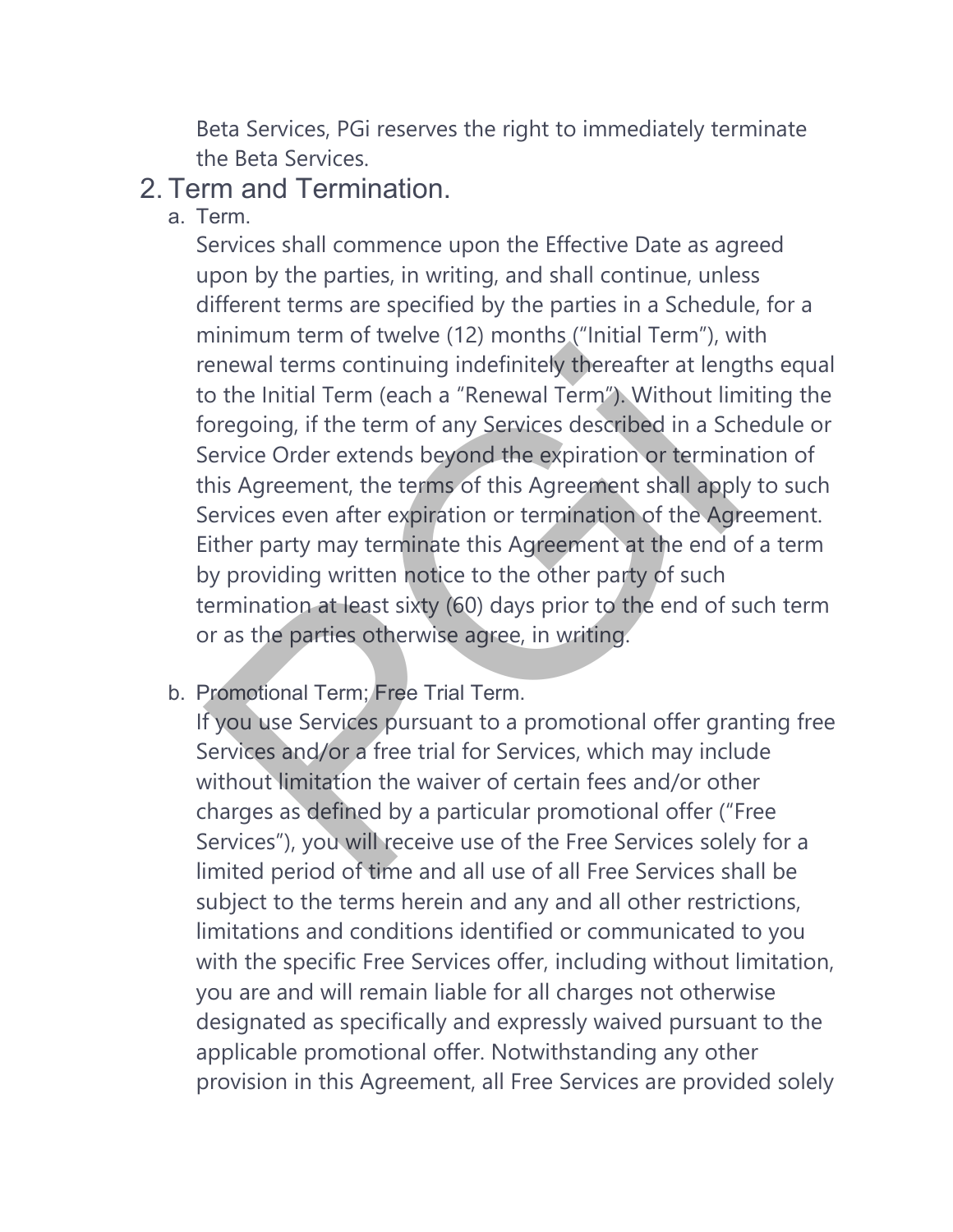Beta Services, PGi reserves the right to immediately terminate the Beta Services.

## 2. Term and Termination.

### a. Term.

Services shall commence upon the Effective Date as agreed upon by the parties, in writing, and shall continue, unless different terms are specified by the parties in a Schedule, for a minimum term of twelve (12) months ("Initial Term"), with renewal terms continuing indefinitely thereafter at lengths equal to the Initial Term (each a "Renewal Term"). Without limiting the foregoing, if the term of any Services described in a Schedule or Service Order extends beyond the expiration or termination of this Agreement, the terms of this Agreement shall apply to such Services even after expiration or termination of the Agreement. Either party may terminate this Agreement at the end of a term by providing written notice to the other party of such termination at least sixty (60) days prior to the end of such term or as the parties otherwise agree, in writing.

### b. Promotional Term; Free Trial Term.

If you use Services pursuant to a promotional offer granting free Services and/or a free trial for Services, which may include without limitation the waiver of certain fees and/or other charges as defined by a particular promotional offer ("Free Services"), you will receive use of the Free Services solely for a limited period of time and all use of all Free Services shall be subject to the terms herein and any and all other restrictions, limitations and conditions identified or communicated to you with the specific Free Services offer, including without limitation, you are and will remain liable for all charges not otherwise designated as specifically and expressly waived pursuant to the applicable promotional offer. Notwithstanding any other provision in this Agreement, all Free Services are provided solely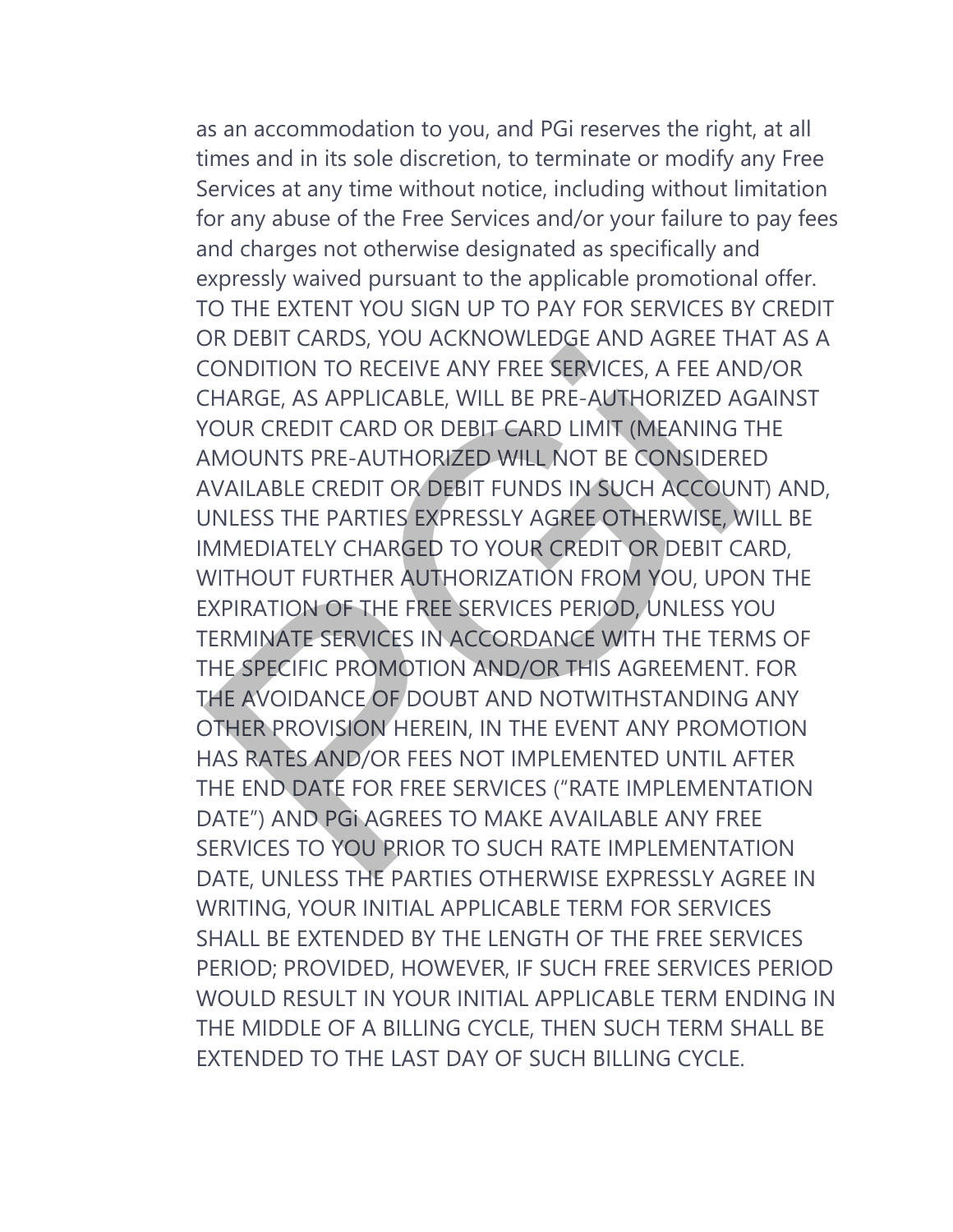as an accommodation to you, and PGi reserves the right, at all times and in its sole discretion, to terminate or modify any Free Services at any time without notice, including without limitation for any abuse of the Free Services and/or your failure to pay fees and charges not otherwise designated as specifically and expressly waived pursuant to the applicable promotional offer. TO THE EXTENT YOU SIGN UP TO PAY FOR SERVICES BY CREDIT OR DEBIT CARDS, YOU ACKNOWLEDGE AND AGREE THAT AS A CONDITION TO RECEIVE ANY FREE SERVICES, A FEE AND/OR CHARGE, AS APPLICABLE, WILL BE PRE-AUTHORIZED AGAINST YOUR CREDIT CARD OR DEBIT CARD LIMIT (MEANING THE AMOUNTS PRE-AUTHORIZED WILL NOT BE CONSIDERED AVAILABLE CREDIT OR DEBIT FUNDS IN SUCH ACCOUNT) AND, UNLESS THE PARTIES EXPRESSLY AGREE OTHERWISE, WILL BE IMMEDIATELY CHARGED TO YOUR CREDIT OR DEBIT CARD, WITHOUT FURTHER AUTHORIZATION FROM YOU, UPON THE EXPIRATION OF THE FREE SERVICES PERIOD, UNLESS YOU TERMINATE SERVICES IN ACCORDANCE WITH THE TERMS OF THE SPECIFIC PROMOTION AND/OR THIS AGREEMENT. FOR THE AVOIDANCE OF DOUBT AND NOTWITHSTANDING ANY OTHER PROVISION HEREIN, IN THE EVENT ANY PROMOTION HAS RATES AND/OR FEES NOT IMPLEMENTED UNTIL AFTER THE END DATE FOR FREE SERVICES ("RATE IMPLEMENTATION DATE") AND PGi AGREES TO MAKE AVAILABLE ANY FREE SERVICES TO YOU PRIOR TO SUCH RATE IMPLEMENTATION DATE, UNLESS THE PARTIES OTHERWISE EXPRESSLY AGREE IN WRITING, YOUR INITIAL APPLICABLE TERM FOR SERVICES SHALL BE EXTENDED BY THE LENGTH OF THE FREE SERVICES PERIOD; PROVIDED, HOWEVER, IF SUCH FREE SERVICES PERIOD WOULD RESULT IN YOUR INITIAL APPLICABLE TERM ENDING IN THE MIDDLE OF A BILLING CYCLE, THEN SUCH TERM SHALL BE EXTENDED TO THE LAST DAY OF SUCH BILLING CYCLE.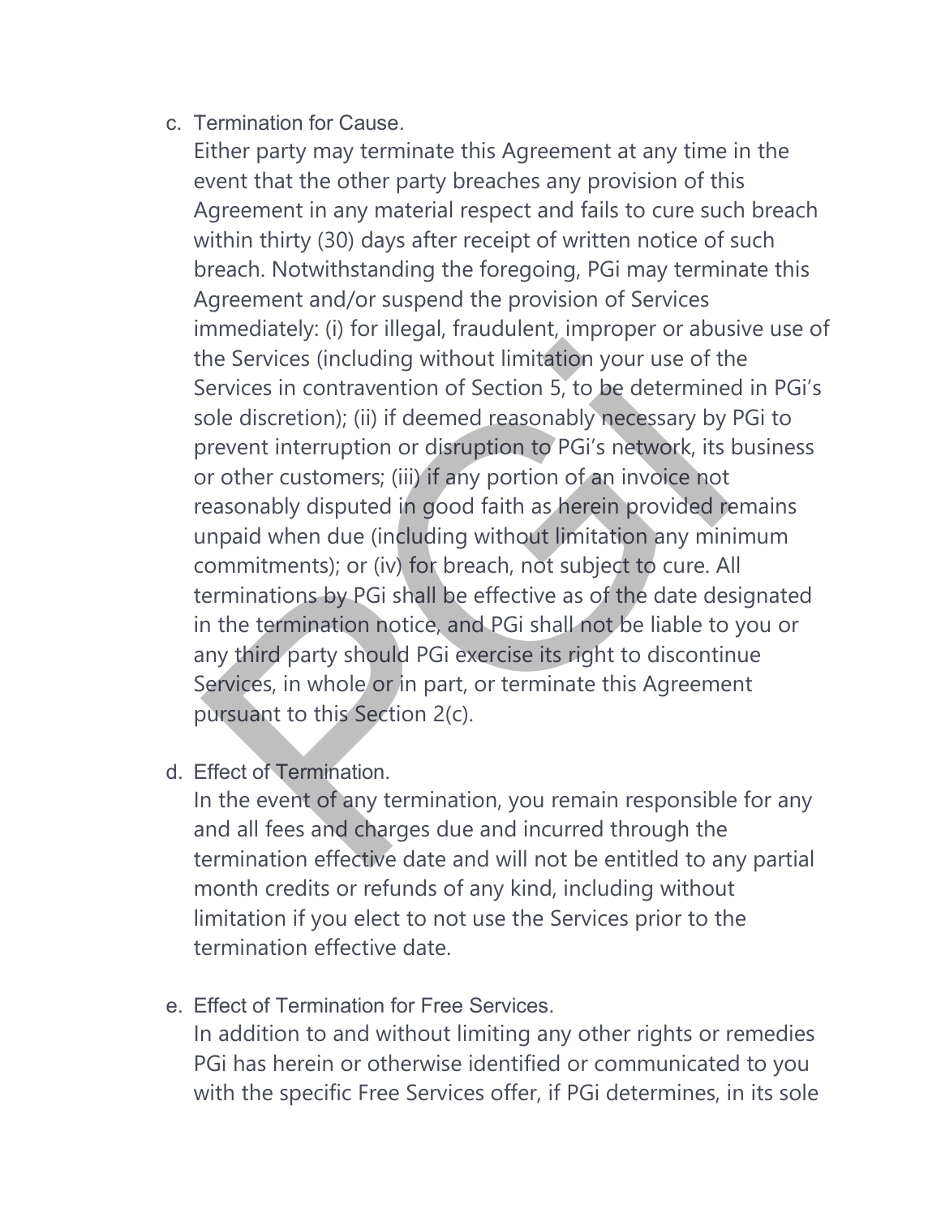c. Termination for Cause.

   Either party may terminate this Agreement at any time in the event that the other party breaches any provision of this Agreement in any material respect and fails to cure such breach within thirty (30) days after receipt of written notice of such breach. Notwithstanding the foregoing, PGi may terminate this Agreement and/or suspend the provision of Services immediately: (i) for illegal, fraudulent, improper or abusive use of the Services (including without limitation your use of the Services in contravention of Section 5, to be determined in PGi's sole discretion); (ii) if deemed reasonably necessary by PGi to prevent interruption or disruption to PGi's network, its business or other customers; (iii) if any portion of an invoice not reasonably disputed in good faith as herein provided remains unpaid when due (including without limitation any minimum commitments); or (iv) for breach, not subject to cure. All terminations by PGi shall be effective as of the date designated in the termination notice, and PGi shall not be liable to you or any third party should PGi exercise its right to discontinue Services, in whole or in part, or terminate this Agreement pursuant to this Section 2(c).

d. Effect of Termination.

   In the event of any termination, you remain responsible for any and all fees and charges due and incurred through the termination effective date and will not be entitled to any partial month credits or refunds of any kind, including without limitation if you elect to not use the Services prior to the termination effective date.

e. Effect of Termination for Free Services.

   In addition to and without limiting any other rights or remedies PGi has herein or otherwise identified or communicated to you with the specific Free Services offer, if PGi determines, in its sole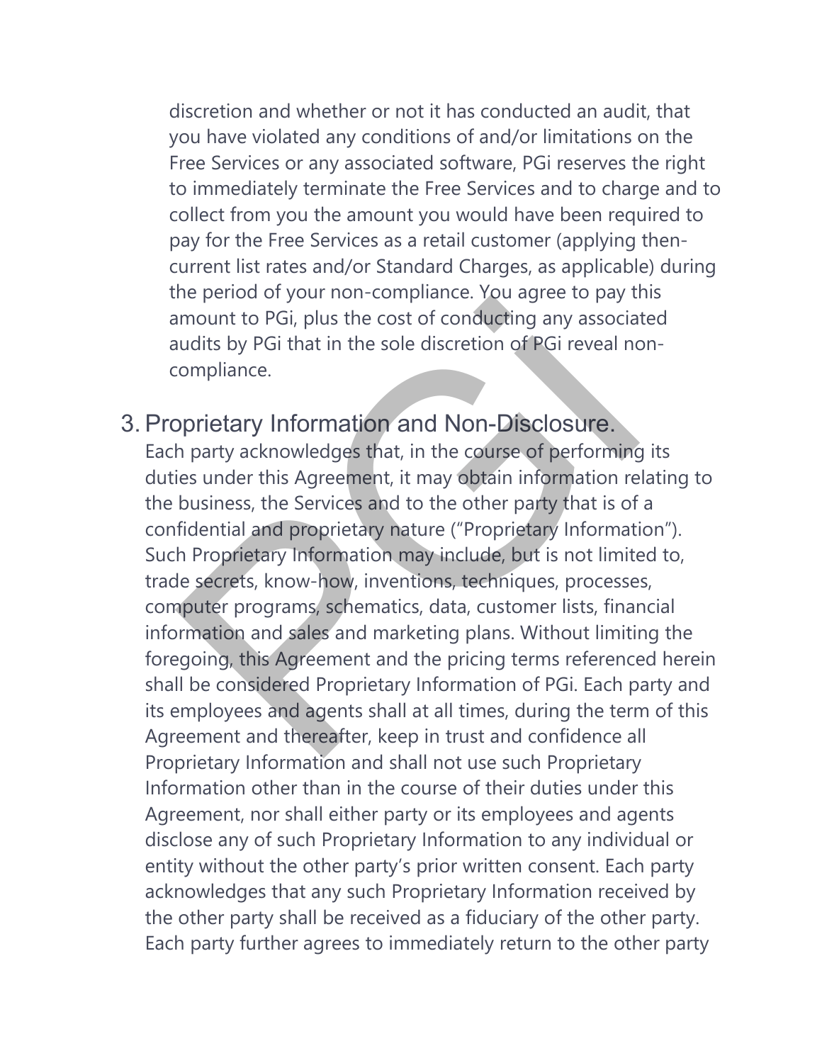discretion and whether or not it has conducted an audit, that you have violated any conditions of and/or limitations on the Free Services or any associated software, PGi reserves the right to immediately terminate the Free Services and to charge and to collect from you the amount you would have been required to pay for the Free Services as a retail customer (applying then-current list rates and/or Standard Charges, as applicable) during the period of your non-compliance. You agree to pay this amount to PGi, plus the cost of conducting any associated audits by PGi that in the sole discretion of PGi reveal non-compliance.

## 3. Proprietary Information and Non-Disclosure.

Each party acknowledges that, in the course of performing its duties under this Agreement, it may obtain information relating to the business, the Services and to the other party that is of a confidential and proprietary nature ("Proprietary Information"). Such Proprietary Information may include, but is not limited to, trade secrets, know-how, inventions, techniques, processes, computer programs, schematics, data, customer lists, financial information and sales and marketing plans. Without limiting the foregoing, this Agreement and the pricing terms referenced herein shall be considered Proprietary Information of PGi. Each party and its employees and agents shall at all times, during the term of this Agreement and thereafter, keep in trust and confidence all Proprietary Information and shall not use such Proprietary Information other than in the course of their duties under this Agreement, nor shall either party or its employees and agents disclose any of such Proprietary Information to any individual or entity without the other party's prior written consent. Each party acknowledges that any such Proprietary Information received by the other party shall be received as a fiduciary of the other party. Each party further agrees to immediately return to the other party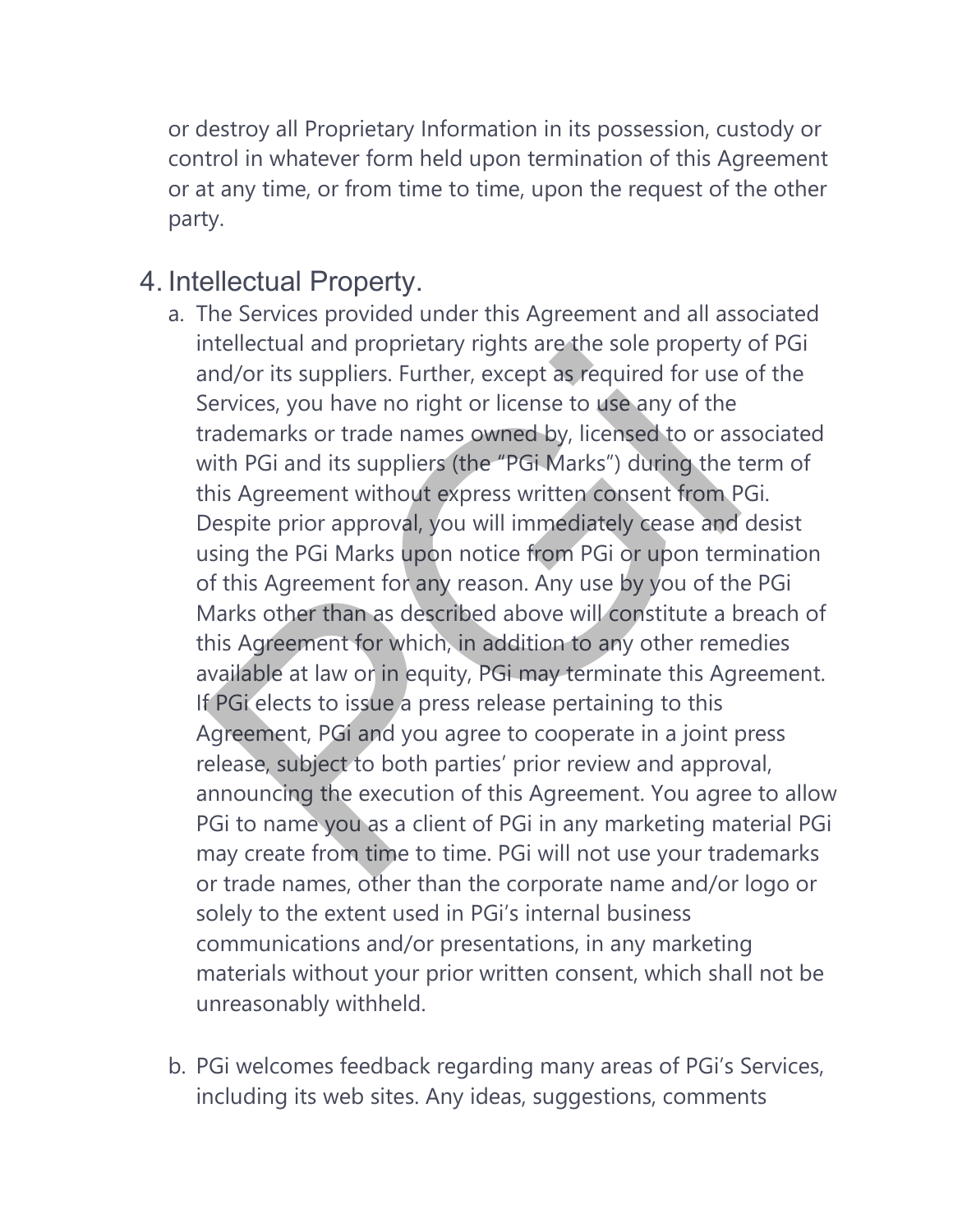or destroy all Proprietary Information in its possession, custody or control in whatever form held upon termination of this Agreement or at any time, or from time to time, upon the request of the other party.

4. Intellectual Property.

   a. The Services provided under this Agreement and all associated intellectual and proprietary rights are the sole property of PGi and/or its suppliers. Further, except as required for use of the Services, you have no right or license to use any of the trademarks or trade names owned by, licensed to or associated with PGi and its suppliers (the "PGi Marks") during the term of this Agreement without express written consent from PGi. Despite prior approval, you will immediately cease and desist using the PGi Marks upon notice from PGi or upon termination of this Agreement for any reason. Any use by you of the PGi Marks other than as described above will constitute a breach of this Agreement for which, in addition to any other remedies available at law or in equity, PGi may terminate this Agreement. If PGi elects to issue a press release pertaining to this Agreement, PGi and you agree to cooperate in a joint press release, subject to both parties' prior review and approval, announcing the execution of this Agreement. You agree to allow PGi to name you as a client of PGi in any marketing material PGi may create from time to time. PGi will not use your trademarks or trade names, other than the corporate name and/or logo or solely to the extent used in PGi's internal business communications and/or presentations, in any marketing materials without your prior written consent, which shall not be unreasonably withheld.

   b. PGi welcomes feedback regarding many areas of PGi's Services, including its web sites. Any ideas, suggestions, comments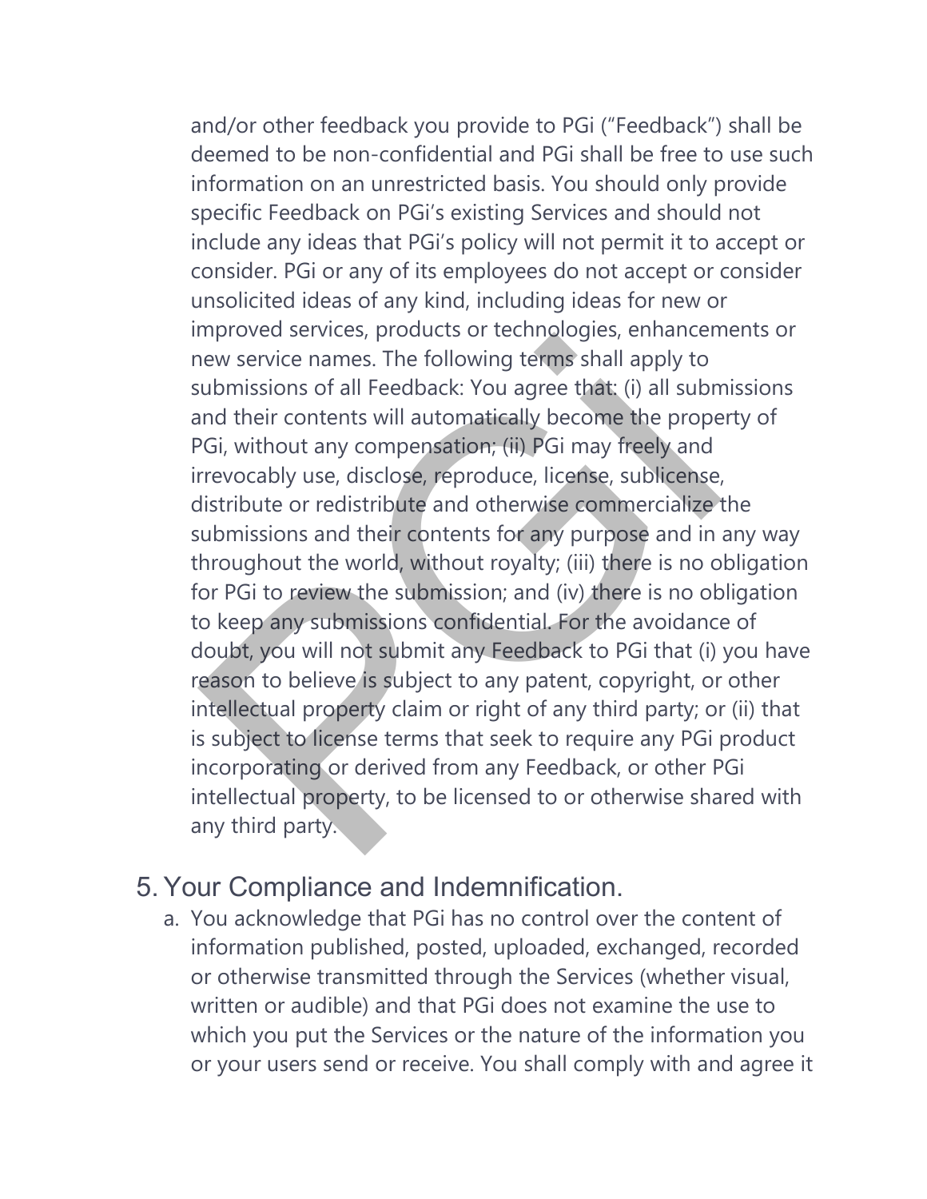and/or other feedback you provide to PGi ("Feedback") shall be deemed to be non-confidential and PGi shall be free to use such information on an unrestricted basis. You should only provide specific Feedback on PGi's existing Services and should not include any ideas that PGi's policy will not permit it to accept or consider. PGi or any of its employees do not accept or consider unsolicited ideas of any kind, including ideas for new or improved services, products or technologies, enhancements or new service names. The following terms shall apply to submissions of all Feedback: You agree that: (i) all submissions and their contents will automatically become the property of PGi, without any compensation; (ii) PGi may freely and irrevocably use, disclose, reproduce, license, sublicense, distribute or redistribute and otherwise commercialize the submissions and their contents for any purpose and in any way throughout the world, without royalty; (iii) there is no obligation for PGi to review the submission; and (iv) there is no obligation to keep any submissions confidential. For the avoidance of doubt, you will not submit any Feedback to PGi that (i) you have reason to believe is subject to any patent, copyright, or other intellectual property claim or right of any third party; or (ii) that is subject to license terms that seek to require any PGi product incorporating or derived from any Feedback, or other PGi intellectual property, to be licensed to or otherwise shared with any third party.

## 5. Your Compliance and Indemnification.

a. You acknowledge that PGi has no control over the content of information published, posted, uploaded, exchanged, recorded or otherwise transmitted through the Services (whether visual, written or audible) and that PGi does not examine the use to which you put the Services or the nature of the information you or your users send or receive. You shall comply with and agree it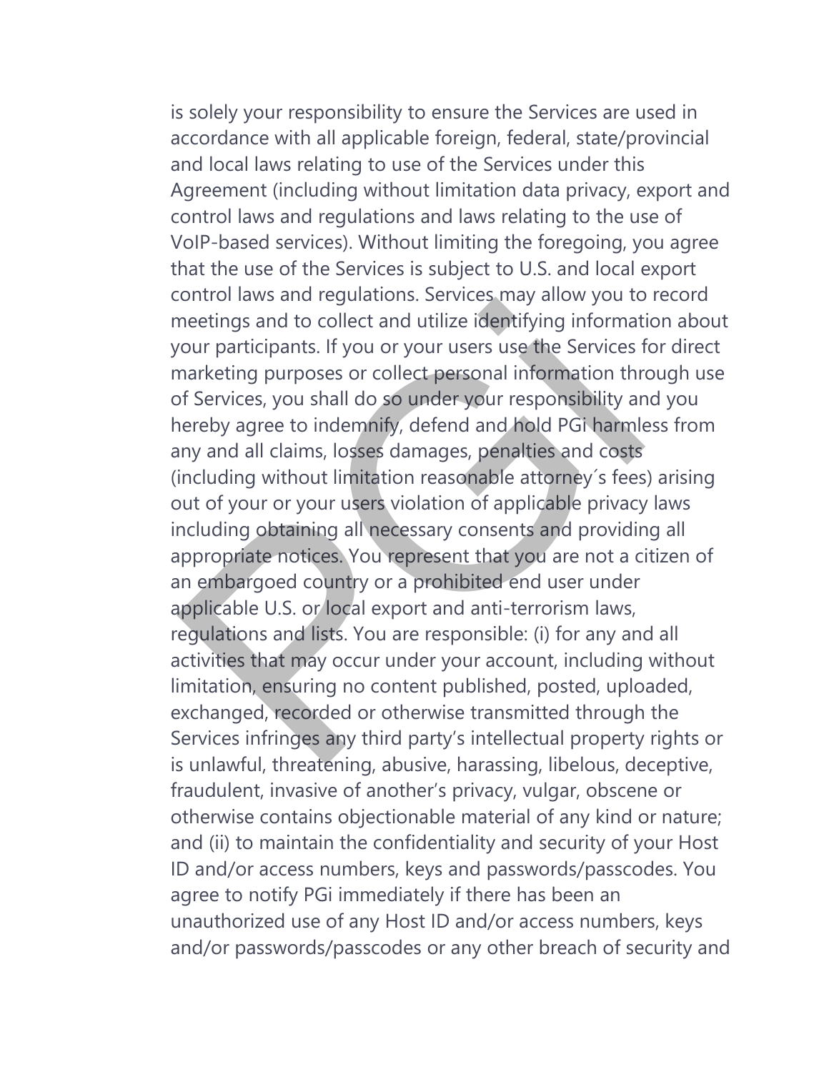is solely your responsibility to ensure the Services are used in accordance with all applicable foreign, federal, state/provincial and local laws relating to use of the Services under this Agreement (including without limitation data privacy, export and control laws and regulations and laws relating to the use of VoIP-based services). Without limiting the foregoing, you agree that the use of the Services is subject to U.S. and local export control laws and regulations. Services may allow you to record meetings and to collect and utilize identifying information about your participants. If you or your users use the Services for direct marketing purposes or collect personal information through use of Services, you shall do so under your responsibility and you hereby agree to indemnify, defend and hold PGi harmless from any and all claims, losses damages, penalties and costs (including without limitation reasonable attorney´s fees) arising out of your or your users violation of applicable privacy laws including obtaining all necessary consents and providing all appropriate notices. You represent that you are not a citizen of an embargoed country or a prohibited end user under applicable U.S. or local export and anti-terrorism laws, regulations and lists. You are responsible: (i) for any and all activities that may occur under your account, including without limitation, ensuring no content published, posted, uploaded, exchanged, recorded or otherwise transmitted through the Services infringes any third party's intellectual property rights or is unlawful, threatening, abusive, harassing, libelous, deceptive, fraudulent, invasive of another's privacy, vulgar, obscene or otherwise contains objectionable material of any kind or nature; and (ii) to maintain the confidentiality and security of your Host ID and/or access numbers, keys and passwords/passcodes. You agree to notify PGi immediately if there has been an unauthorized use of any Host ID and/or access numbers, keys and/or passwords/passcodes or any other breach of security and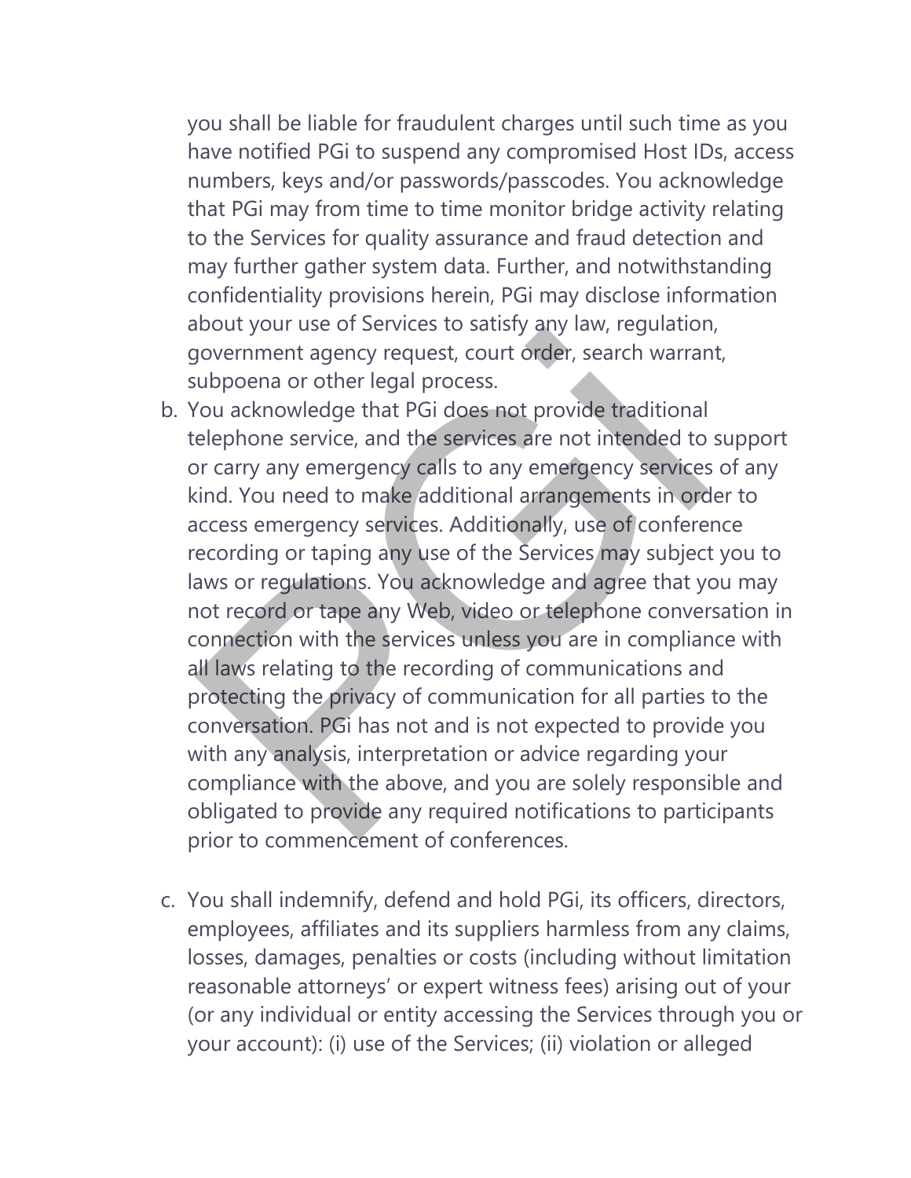you shall be liable for fraudulent charges until such time as you have notified PGi to suspend any compromised Host IDs, access numbers, keys and/or passwords/passcodes. You acknowledge that PGi may from time to time monitor bridge activity relating to the Services for quality assurance and fraud detection and may further gather system data. Further, and notwithstanding confidentiality provisions herein, PGi may disclose information about your use of Services to satisfy any law, regulation, government agency request, court order, search warrant, subpoena or other legal process.

b. You acknowledge that PGi does not provide traditional telephone service, and the services are not intended to support or carry any emergency calls to any emergency services of any kind. You need to make additional arrangements in order to access emergency services. Additionally, use of conference recording or taping any use of the Services may subject you to laws or regulations. You acknowledge and agree that you may not record or tape any Web, video or telephone conversation in connection with the services unless you are in compliance with all laws relating to the recording of communications and protecting the privacy of communication for all parties to the conversation. PGi has not and is not expected to provide you with any analysis, interpretation or advice regarding your compliance with the above, and you are solely responsible and obligated to provide any required notifications to participants prior to commencement of conferences.

c. You shall indemnify, defend and hold PGi, its officers, directors, employees, affiliates and its suppliers harmless from any claims, losses, damages, penalties or costs (including without limitation reasonable attorneys' or expert witness fees) arising out of your (or any individual or entity accessing the Services through you or your account): (i) use of the Services; (ii) violation or alleged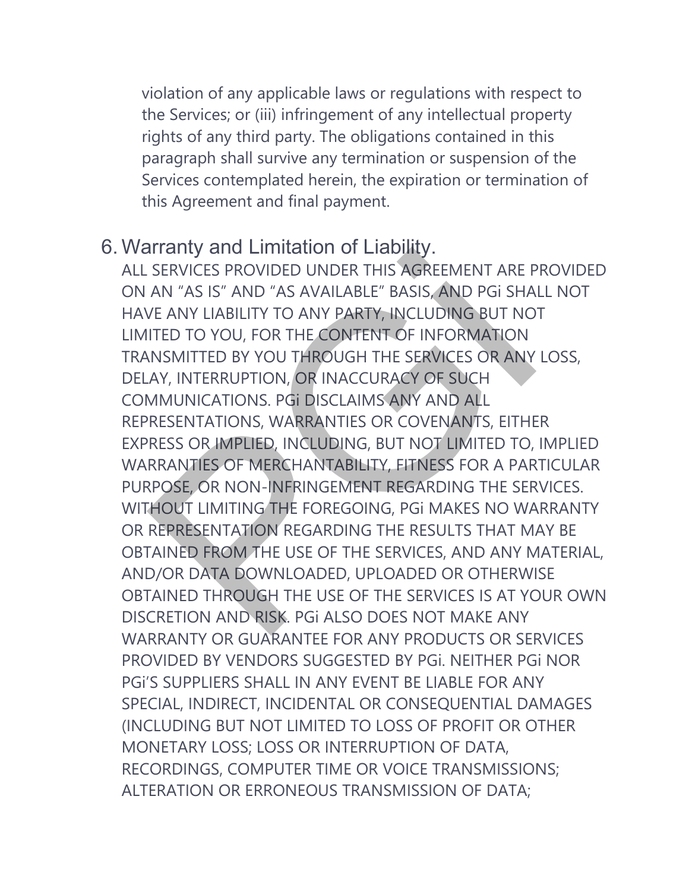violation of any applicable laws or regulations with respect to the Services; or (iii) infringement of any intellectual property rights of any third party. The obligations contained in this paragraph shall survive any termination or suspension of the Services contemplated herein, the expiration or termination of this Agreement and final payment.

6. Warranty and Limitation of Liability.
   ALL SERVICES PROVIDED UNDER THIS AGREEMENT ARE PROVIDED ON AN "AS IS" AND "AS AVAILABLE" BASIS, AND PGi SHALL NOT HAVE ANY LIABILITY TO ANY PARTY, INCLUDING BUT NOT LIMITED TO YOU, FOR THE CONTENT OF INFORMATION TRANSMITTED BY YOU THROUGH THE SERVICES OR ANY LOSS, DELAY, INTERRUPTION, OR INACCURACY OF SUCH COMMUNICATIONS. PGi DISCLAIMS ANY AND ALL REPRESENTATIONS, WARRANTIES OR COVENANTS, EITHER EXPRESS OR IMPLIED, INCLUDING, BUT NOT LIMITED TO, IMPLIED WARRANTIES OF MERCHANTABILITY, FITNESS FOR A PARTICULAR PURPOSE, OR NON-INFRINGEMENT REGARDING THE SERVICES. WITHOUT LIMITING THE FOREGOING, PGi MAKES NO WARRANTY OR REPRESENTATION REGARDING THE RESULTS THAT MAY BE OBTAINED FROM THE USE OF THE SERVICES, AND ANY MATERIAL, AND/OR DATA DOWNLOADED, UPLOADED OR OTHERWISE OBTAINED THROUGH THE USE OF THE SERVICES IS AT YOUR OWN DISCRETION AND RISK. PGi ALSO DOES NOT MAKE ANY WARRANTY OR GUARANTEE FOR ANY PRODUCTS OR SERVICES PROVIDED BY VENDORS SUGGESTED BY PGi. NEITHER PGi NOR PGi'S SUPPLIERS SHALL IN ANY EVENT BE LIABLE FOR ANY SPECIAL, INDIRECT, INCIDENTAL OR CONSEQUENTIAL DAMAGES (INCLUDING BUT NOT LIMITED TO LOSS OF PROFIT OR OTHER MONETARY LOSS; LOSS OR INTERRUPTION OF DATA, RECORDINGS, COMPUTER TIME OR VOICE TRANSMISSIONS; ALTERATION OR ERRONEOUS TRANSMISSION OF DATA;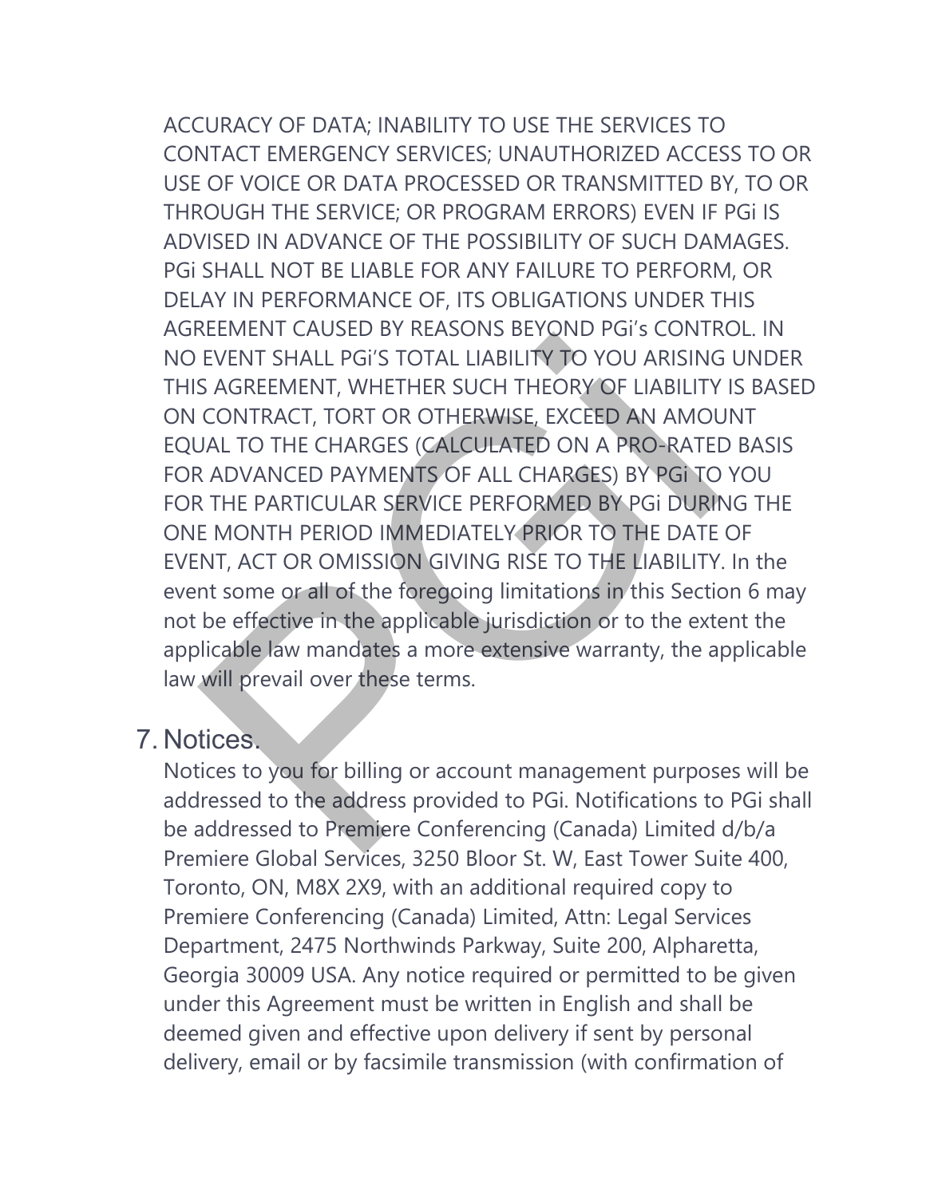ACCURACY OF DATA; INABILITY TO USE THE SERVICES TO CONTACT EMERGENCY SERVICES; UNAUTHORIZED ACCESS TO OR USE OF VOICE OR DATA PROCESSED OR TRANSMITTED BY, TO OR THROUGH THE SERVICE; OR PROGRAM ERRORS) EVEN IF PGi IS ADVISED IN ADVANCE OF THE POSSIBILITY OF SUCH DAMAGES. PGi SHALL NOT BE LIABLE FOR ANY FAILURE TO PERFORM, OR DELAY IN PERFORMANCE OF, ITS OBLIGATIONS UNDER THIS AGREEMENT CAUSED BY REASONS BEYOND PGi's CONTROL. IN NO EVENT SHALL PGi'S TOTAL LIABILITY TO YOU ARISING UNDER THIS AGREEMENT, WHETHER SUCH THEORY OF LIABILITY IS BASED ON CONTRACT, TORT OR OTHERWISE, EXCEED AN AMOUNT EQUAL TO THE CHARGES (CALCULATED ON A PRO-RATED BASIS FOR ADVANCED PAYMENTS OF ALL CHARGES) BY PGi TO YOU FOR THE PARTICULAR SERVICE PERFORMED BY PGi DURING THE ONE MONTH PERIOD IMMEDIATELY PRIOR TO THE DATE OF EVENT, ACT OR OMISSION GIVING RISE TO THE LIABILITY. In the event some or all of the foregoing limitations in this Section 6 may not be effective in the applicable jurisdiction or to the extent the applicable law mandates a more extensive warranty, the applicable law will prevail over these terms.

## 7. Notices.

Notices to you for billing or account management purposes will be addressed to the address provided to PGi. Notifications to PGi shall be addressed to Premiere Conferencing (Canada) Limited d/b/a Premiere Global Services, 3250 Bloor St. W, East Tower Suite 400, Toronto, ON, M8X 2X9, with an additional required copy to Premiere Conferencing (Canada) Limited, Attn: Legal Services Department, 2475 Northwinds Parkway, Suite 200, Alpharetta, Georgia 30009 USA. Any notice required or permitted to be given under this Agreement must be written in English and shall be deemed given and effective upon delivery if sent by personal delivery, email or by facsimile transmission (with confirmation of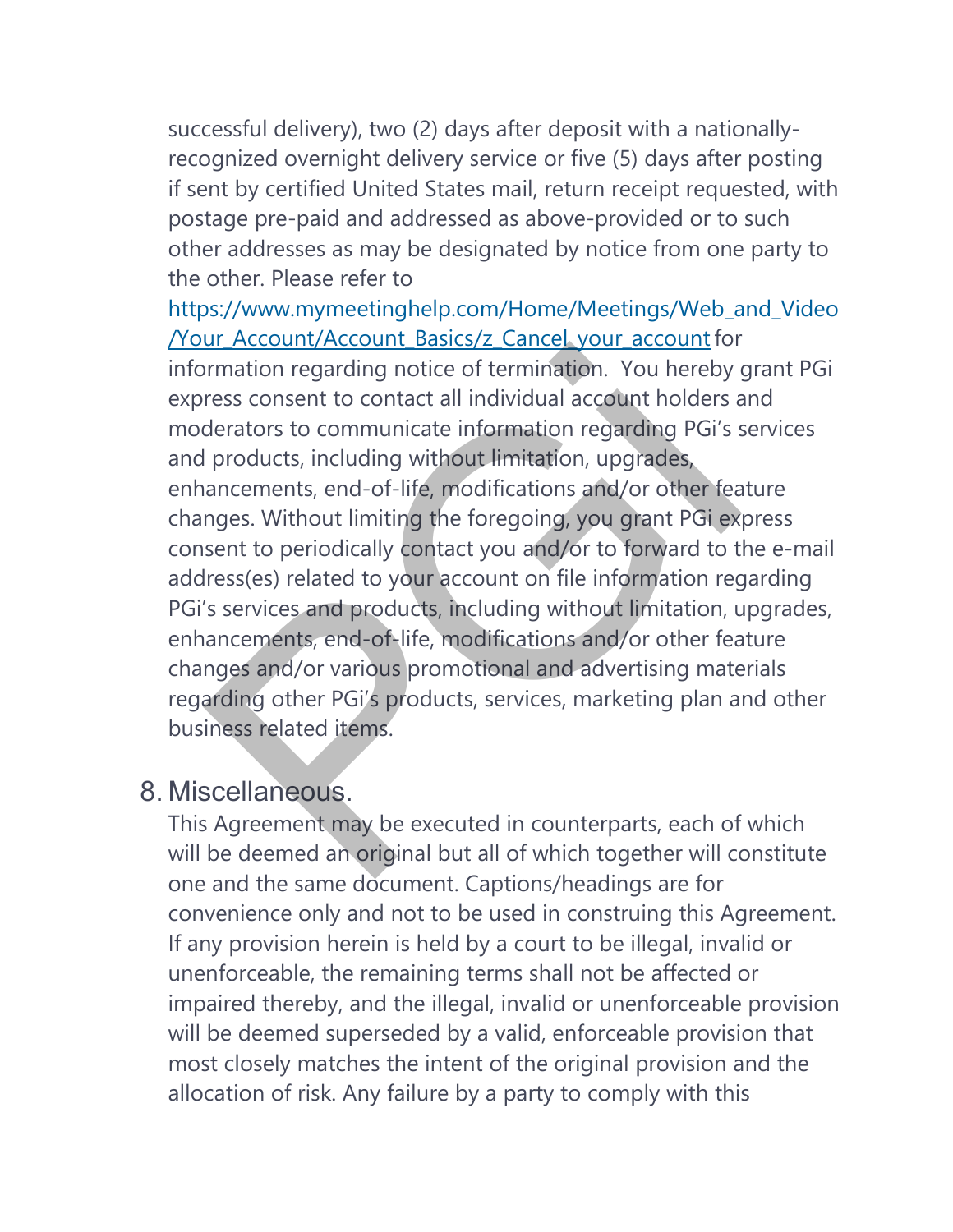successful delivery), two (2) days after deposit with a nationally-recognized overnight delivery service or five (5) days after posting if sent by certified United States mail, return receipt requested, with postage pre-paid and addressed as above-provided or to such other addresses as may be designated by notice from one party to the other. Please refer to [https://www.mymeetinghelp.com/Home/Meetings/Web_and_Video/Your_Account/Account_Basics/z_Cancel_your_account](https://www.mymeetinghelp.com/Home/Meetings/Web_and_Video/Your_Account/Account_Basics/z_Cancel_your_account) for information regarding notice of termination. You hereby grant PGi express consent to contact all individual account holders and moderators to communicate information regarding PGi's services and products, including without limitation, upgrades, enhancements, end-of-life, modifications and/or other feature changes. Without limiting the foregoing, you grant PGi express consent to periodically contact you and/or to forward to the e-mail address(es) related to your account on file information regarding PGi's services and products, including without limitation, upgrades, enhancements, end-of-life, modifications and/or other feature changes and/or various promotional and advertising materials regarding other PGi's products, services, marketing plan and other business related items.

## 8. Miscellaneous.

This Agreement may be executed in counterparts, each of which will be deemed an original but all of which together will constitute one and the same document. Captions/headings are for convenience only and not to be used in construing this Agreement. If any provision herein is held by a court to be illegal, invalid or unenforceable, the remaining terms shall not be affected or impaired thereby, and the illegal, invalid or unenforceable provision will be deemed superseded by a valid, enforceable provision that most closely matches the intent of the original provision and the allocation of risk. Any failure by a party to comply with this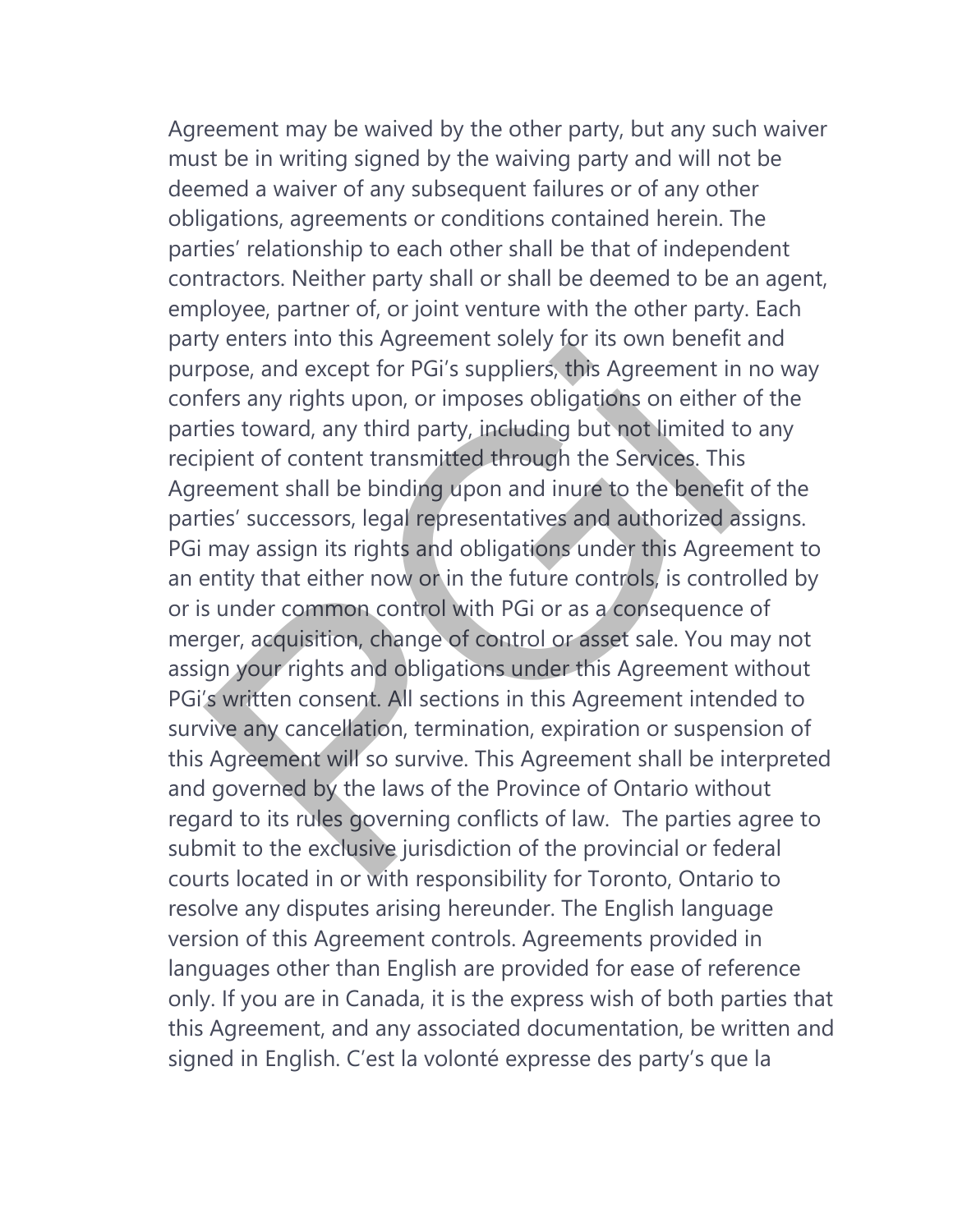Agreement may be waived by the other party, but any such waiver must be in writing signed by the waiving party and will not be deemed a waiver of any subsequent failures or of any other obligations, agreements or conditions contained herein. The parties' relationship to each other shall be that of independent contractors. Neither party shall or shall be deemed to be an agent, employee, partner of, or joint venture with the other party. Each party enters into this Agreement solely for its own benefit and purpose, and except for PGi's suppliers, this Agreement in no way confers any rights upon, or imposes obligations on either of the parties toward, any third party, including but not limited to any recipient of content transmitted through the Services. This Agreement shall be binding upon and inure to the benefit of the parties' successors, legal representatives and authorized assigns. PGi may assign its rights and obligations under this Agreement to an entity that either now or in the future controls, is controlled by or is under common control with PGi or as a consequence of merger, acquisition, change of control or asset sale. You may not assign your rights and obligations under this Agreement without PGi's written consent. All sections in this Agreement intended to survive any cancellation, termination, expiration or suspension of this Agreement will so survive. This Agreement shall be interpreted and governed by the laws of the Province of Ontario without regard to its rules governing conflicts of law. The parties agree to submit to the exclusive jurisdiction of the provincial or federal courts located in or with responsibility for Toronto, Ontario to resolve any disputes arising hereunder. The English language version of this Agreement controls. Agreements provided in languages other than English are provided for ease of reference only. If you are in Canada, it is the express wish of both parties that this Agreement, and any associated documentation, be written and signed in English. C'est la volonté expresse des party's que la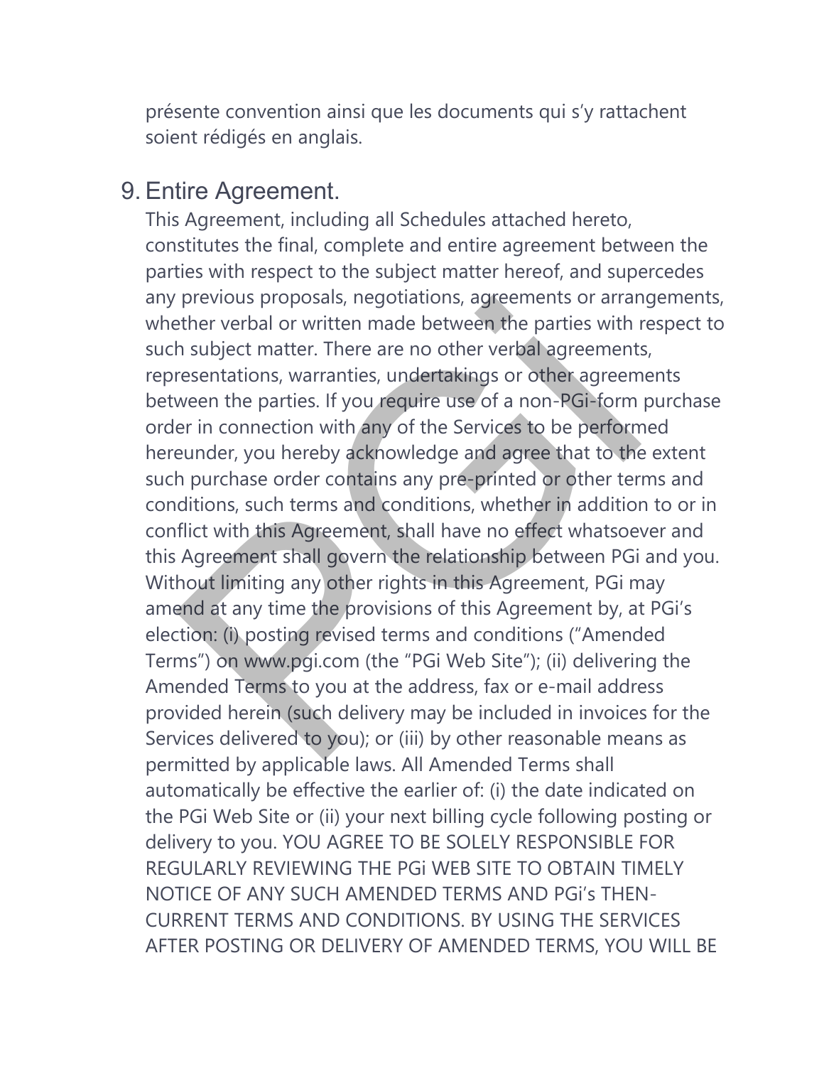présente convention ainsi que les documents qui s'y rattachent soient rédigés en anglais.

9. Entire Agreement.

This Agreement, including all Schedules attached hereto, constitutes the final, complete and entire agreement between the parties with respect to the subject matter hereof, and supercedes any previous proposals, negotiations, agreements or arrangements, whether verbal or written made between the parties with respect to such subject matter. There are no other verbal agreements, representations, warranties, undertakings or other agreements between the parties. If you require use of a non-PGi-form purchase order in connection with any of the Services to be performed hereunder, you hereby acknowledge and agree that to the extent such purchase order contains any pre-printed or other terms and conditions, such terms and conditions, whether in addition to or in conflict with this Agreement, shall have no effect whatsoever and this Agreement shall govern the relationship between PGi and you. Without limiting any other rights in this Agreement, PGi may amend at any time the provisions of this Agreement by, at PGi's election: (i) posting revised terms and conditions ("Amended Terms") on www.pgi.com (the "PGi Web Site"); (ii) delivering the Amended Terms to you at the address, fax or e-mail address provided herein (such delivery may be included in invoices for the Services delivered to you); or (iii) by other reasonable means as permitted by applicable laws. All Amended Terms shall automatically be effective the earlier of: (i) the date indicated on the PGi Web Site or (ii) your next billing cycle following posting or delivery to you. YOU AGREE TO BE SOLELY RESPONSIBLE FOR REGULARLY REVIEWING THE PGi WEB SITE TO OBTAIN TIMELY NOTICE OF ANY SUCH AMENDED TERMS AND PGi's THEN-CURRENT TERMS AND CONDITIONS. BY USING THE SERVICES AFTER POSTING OR DELIVERY OF AMENDED TERMS, YOU WILL BE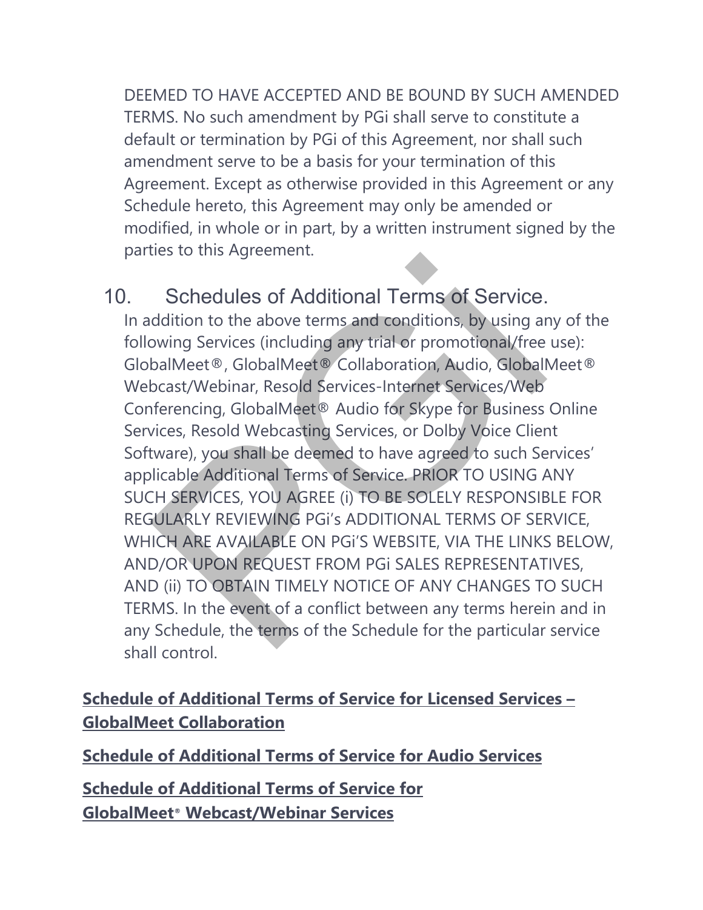DEEMED TO HAVE ACCEPTED AND BE BOUND BY SUCH AMENDED TERMS. No such amendment by PGi shall serve to constitute a default or termination by PGi of this Agreement, nor shall such amendment serve to be a basis for your termination of this Agreement. Except as otherwise provided in this Agreement or any Schedule hereto, this Agreement may only be amended or modified, in whole or in part, by a written instrument signed by the parties to this Agreement.

## 10. Schedules of Additional Terms of Service.

In addition to the above terms and conditions, by using any of the following Services (including any trial or promotional/free use): GlobalMeet®, GlobalMeet® Collaboration, Audio, GlobalMeet® Webcast/Webinar, Resold Services-Internet Services/Web Conferencing, GlobalMeet® Audio for Skype for Business Online Services, Resold Webcasting Services, or Dolby Voice Client Software), you shall be deemed to have agreed to such Services' applicable Additional Terms of Service. PRIOR TO USING ANY SUCH SERVICES, YOU AGREE (i) TO BE SOLELY RESPONSIBLE FOR REGULARLY REVIEWING PGi's ADDITIONAL TERMS OF SERVICE, WHICH ARE AVAILABLE ON PGi'S WEBSITE, VIA THE LINKS BELOW, AND/OR UPON REQUEST FROM PGi SALES REPRESENTATIVES, AND (ii) TO OBTAIN TIMELY NOTICE OF ANY CHANGES TO SUCH TERMS. In the event of a conflict between any terms herein and in any Schedule, the terms of the Schedule for the particular service shall control.

**Schedule of Additional Terms of Service for Licensed Services – GlobalMeet Collaboration**

**Schedule of Additional Terms of Service for Audio Services**

**Schedule of Additional Terms of Service for GlobalMeet® Webcast/Webinar Services**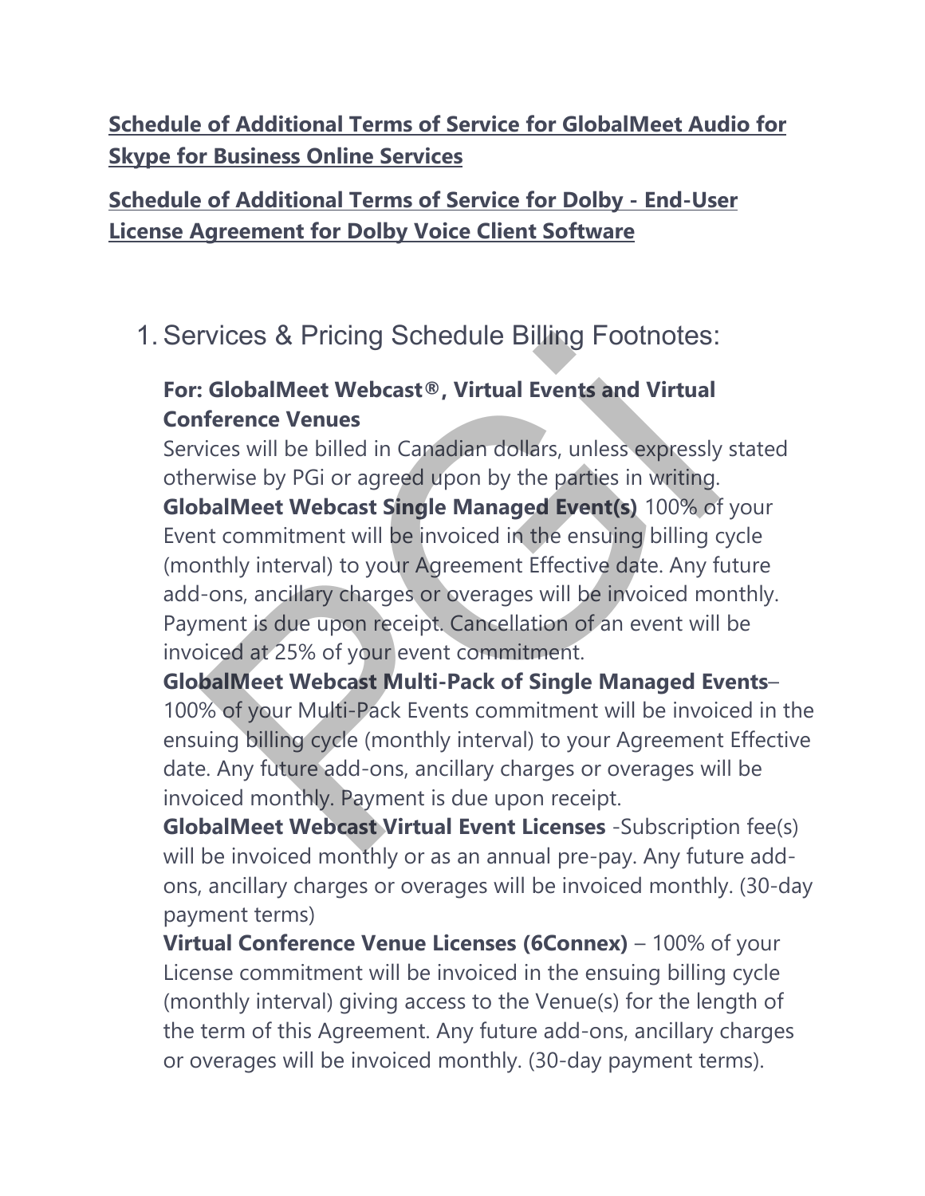**[Schedule of Additional Terms of Service for GlobalMeet Audio for Skype for Business Online Services]**

**[Schedule of Additional Terms of Service for Dolby - End-User License Agreement for Dolby Voice Client Software]**

1. Services & Pricing Schedule Billing Footnotes:

   **For: GlobalMeet Webcast®, Virtual Events and Virtual Conference Venues**
   Services will be billed in Canadian dollars, unless expressly stated otherwise by PGi or agreed upon by the parties in writing.
   **GlobalMeet Webcast Single Managed Event(s)** 100% of your Event commitment will be invoiced in the ensuing billing cycle (monthly interval) to your Agreement Effective date. Any future add-ons, ancillary charges or overages will be invoiced monthly. Payment is due upon receipt. Cancellation of an event will be invoiced at 25% of your event commitment.
   **GlobalMeet Webcast Multi-Pack of Single Managed Events**– 100% of your Multi-Pack Events commitment will be invoiced in the ensuing billing cycle (monthly interval) to your Agreement Effective date. Any future add-ons, ancillary charges or overages will be invoiced monthly. Payment is due upon receipt.
   **GlobalMeet Webcast Virtual Event Licenses** -Subscription fee(s) will be invoiced monthly or as an annual pre-pay. Any future add-ons, ancillary charges or overages will be invoiced monthly. (30-day payment terms)
   **Virtual Conference Venue Licenses (6Connex)** – 100% of your License commitment will be invoiced in the ensuing billing cycle (monthly interval) giving access to the Venue(s) for the length of the term of this Agreement. Any future add-ons, ancillary charges or overages will be invoiced monthly. (30-day payment terms).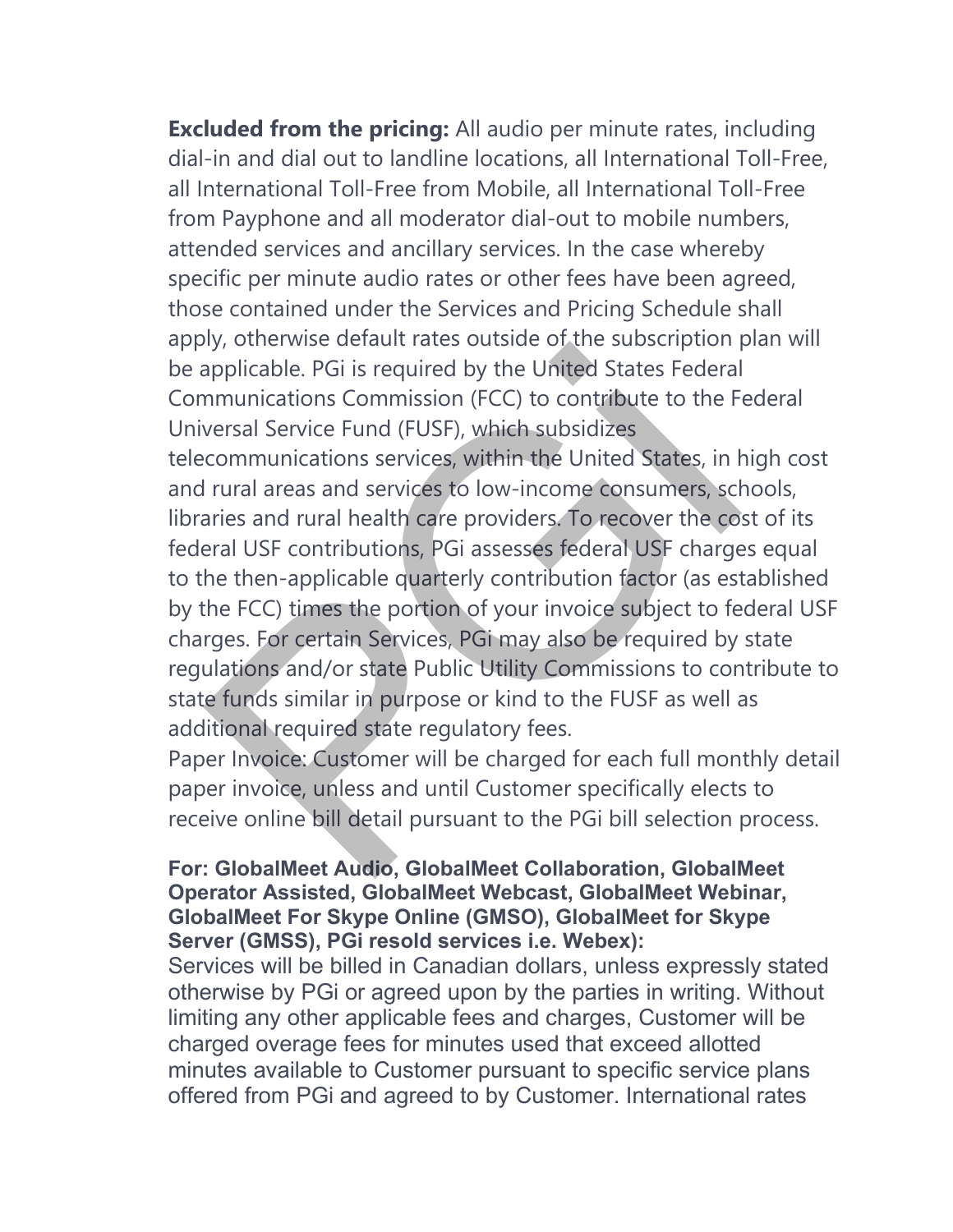**Excluded from the pricing:** All audio per minute rates, including dial-in and dial out to landline locations, all International Toll-Free, all International Toll-Free from Mobile, all International Toll-Free from Payphone and all moderator dial-out to mobile numbers, attended services and ancillary services. In the case whereby specific per minute audio rates or other fees have been agreed, those contained under the Services and Pricing Schedule shall apply, otherwise default rates outside of the subscription plan will be applicable. PGi is required by the United States Federal Communications Commission (FCC) to contribute to the Federal Universal Service Fund (FUSF), which subsidizes telecommunications services, within the United States, in high cost and rural areas and services to low-income consumers, schools, libraries and rural health care providers. To recover the cost of its federal USF contributions, PGi assesses federal USF charges equal to the then-applicable quarterly contribution factor (as established by the FCC) times the portion of your invoice subject to federal USF charges. For certain Services, PGi may also be required by state regulations and/or state Public Utility Commissions to contribute to state funds similar in purpose or kind to the FUSF as well as additional required state regulatory fees.
Paper Invoice: Customer will be charged for each full monthly detail paper invoice, unless and until Customer specifically elects to receive online bill detail pursuant to the PGi bill selection process.

**For: GlobalMeet Audio, GlobalMeet Collaboration, GlobalMeet Operator Assisted, GlobalMeet Webcast, GlobalMeet Webinar, GlobalMeet For Skype Online (GMSO), GlobalMeet for Skype Server (GMSS), PGi resold services i.e. Webex):**
Services will be billed in Canadian dollars, unless expressly stated otherwise by PGi or agreed upon by the parties in writing. Without limiting any other applicable fees and charges, Customer will be charged overage fees for minutes used that exceed allotted minutes available to Customer pursuant to specific service plans offered from PGi and agreed to by Customer. International rates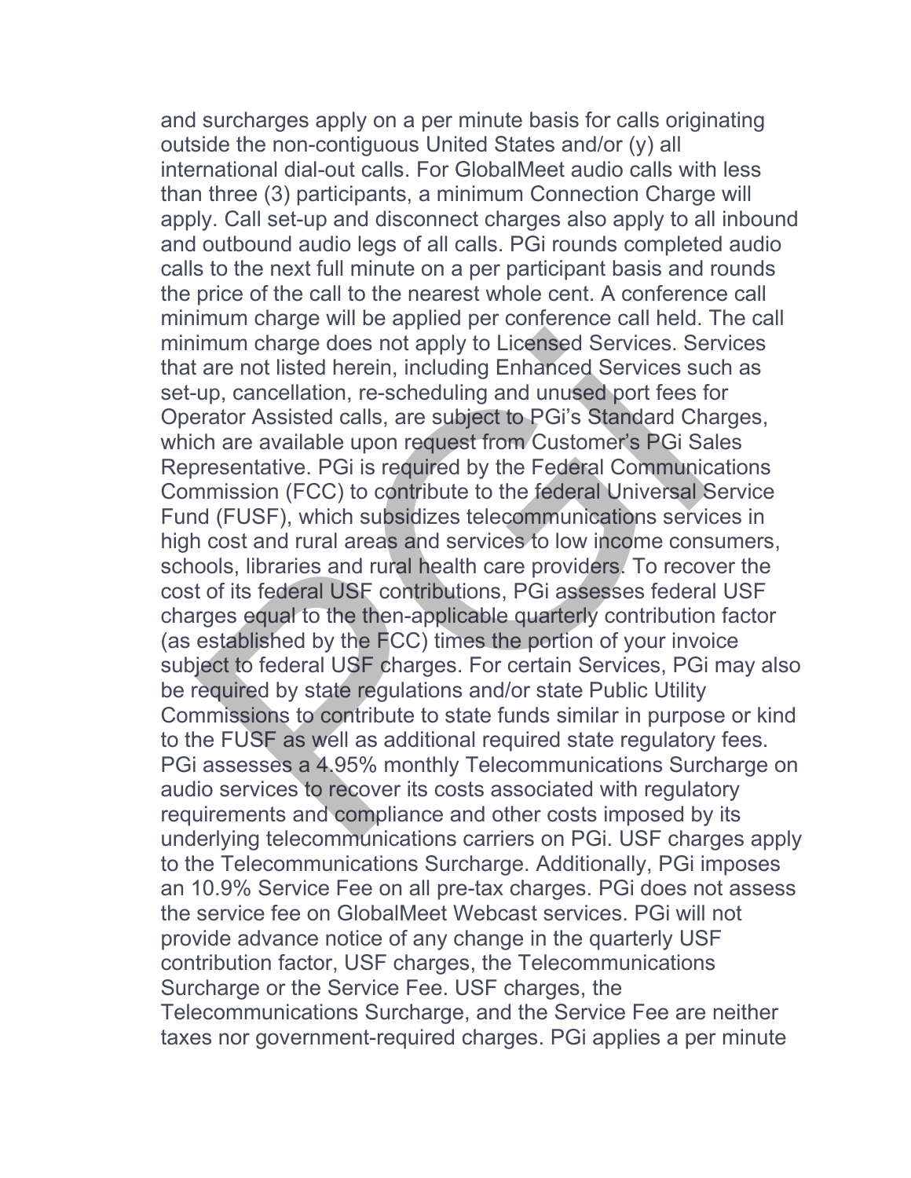and surcharges apply on a per minute basis for calls originating outside the non-contiguous United States and/or (y) all international dial-out calls. For GlobalMeet audio calls with less than three (3) participants, a minimum Connection Charge will apply. Call set-up and disconnect charges also apply to all inbound and outbound audio legs of all calls. PGi rounds completed audio calls to the next full minute on a per participant basis and rounds the price of the call to the nearest whole cent. A conference call minimum charge will be applied per conference call held. The call minimum charge does not apply to Licensed Services. Services that are not listed herein, including Enhanced Services such as set-up, cancellation, re-scheduling and unused port fees for Operator Assisted calls, are subject to PGi's Standard Charges, which are available upon request from Customer's PGi Sales Representative. PGi is required by the Federal Communications Commission (FCC) to contribute to the federal Universal Service Fund (FUSF), which subsidizes telecommunications services in high cost and rural areas and services to low income consumers, schools, libraries and rural health care providers. To recover the cost of its federal USF contributions, PGi assesses federal USF charges equal to the then-applicable quarterly contribution factor (as established by the FCC) times the portion of your invoice subject to federal USF charges. For certain Services, PGi may also be required by state regulations and/or state Public Utility Commissions to contribute to state funds similar in purpose or kind to the FUSF as well as additional required state regulatory fees. PGi assesses a 4.95% monthly Telecommunications Surcharge on audio services to recover its costs associated with regulatory requirements and compliance and other costs imposed by its underlying telecommunications carriers on PGi. USF charges apply to the Telecommunications Surcharge. Additionally, PGi imposes an 10.9% Service Fee on all pre-tax charges. PGi does not assess the service fee on GlobalMeet Webcast services. PGi will not provide advance notice of any change in the quarterly USF contribution factor, USF charges, the Telecommunications Surcharge or the Service Fee. USF charges, the Telecommunications Surcharge, and the Service Fee are neither taxes nor government-required charges. PGi applies a per minute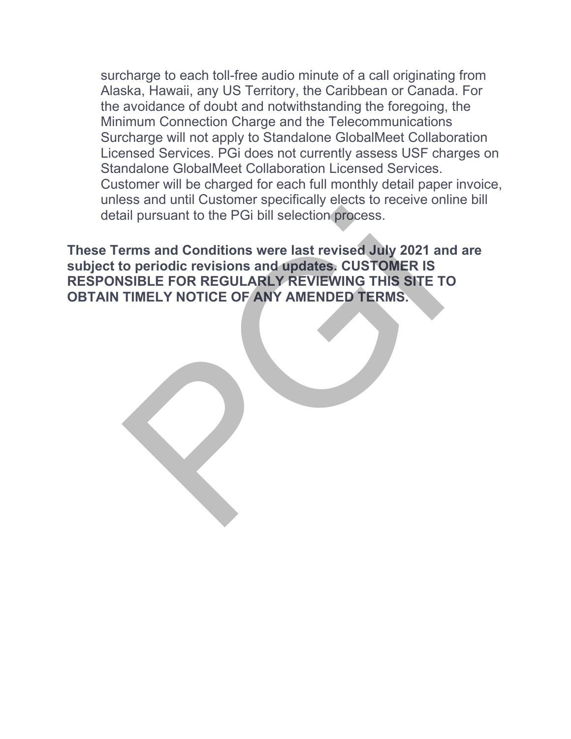surcharge to each toll-free audio minute of a call originating from Alaska, Hawaii, any US Territory, the Caribbean or Canada. For the avoidance of doubt and notwithstanding the foregoing, the Minimum Connection Charge and the Telecommunications Surcharge will not apply to Standalone GlobalMeet Collaboration Licensed Services. PGi does not currently assess USF charges on Standalone GlobalMeet Collaboration Licensed Services. Customer will be charged for each full monthly detail paper invoice, unless and until Customer specifically elects to receive online bill detail pursuant to the PGi bill selection process.

**These Terms and Conditions were last revised July 2021 and are subject to periodic revisions and updates. CUSTOMER IS RESPONSIBLE FOR REGULARLY REVIEWING THIS SITE TO OBTAIN TIMELY NOTICE OF ANY AMENDED TERMS.**